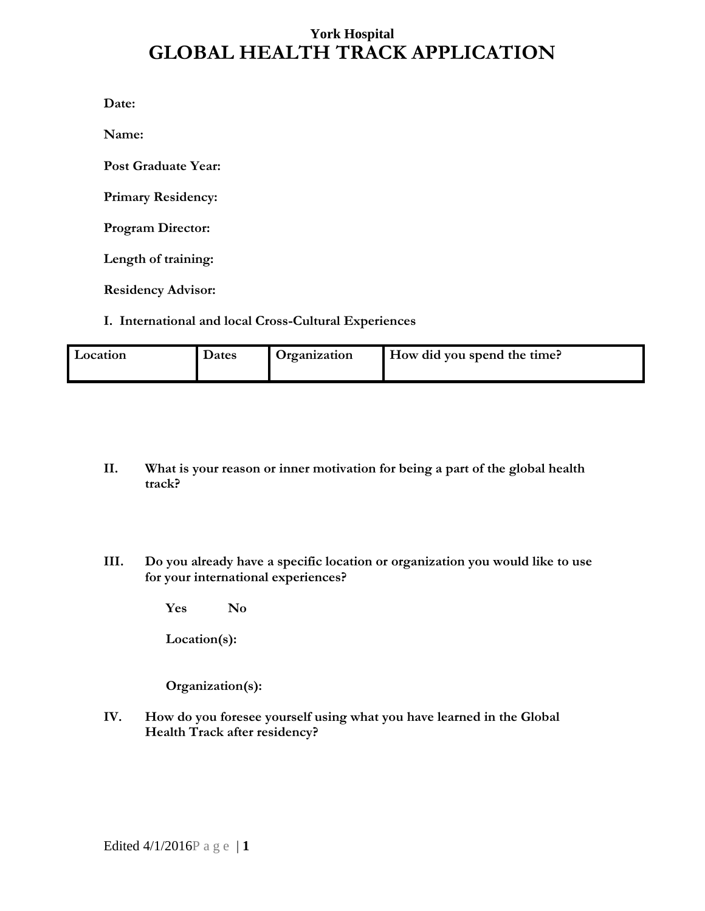**York Hospital**

# GLOBAL HEALTH TRACK APPLICATION

**Date:**

**Name:**

**Post Graduate Year:**

**Primary Residency:**

**Program Director:**

**Length of training:**

**Residency Advisor:**

**I. International and local Cross-Cultural Experiences**

| Location | Dates | Organization | How did you spend the time? |
|---|---|---|---|

**II. What is your reason or inner motivation for being a part of the global health track?**

**III. Do you already have a specific location or organization you would like to use for your international experiences?**

**Yes No**

**Location(s):**

**Organization(s):**

**IV. How do you foresee yourself using what you have learned in the Global Health Track after residency?**

Edited 4/1/2016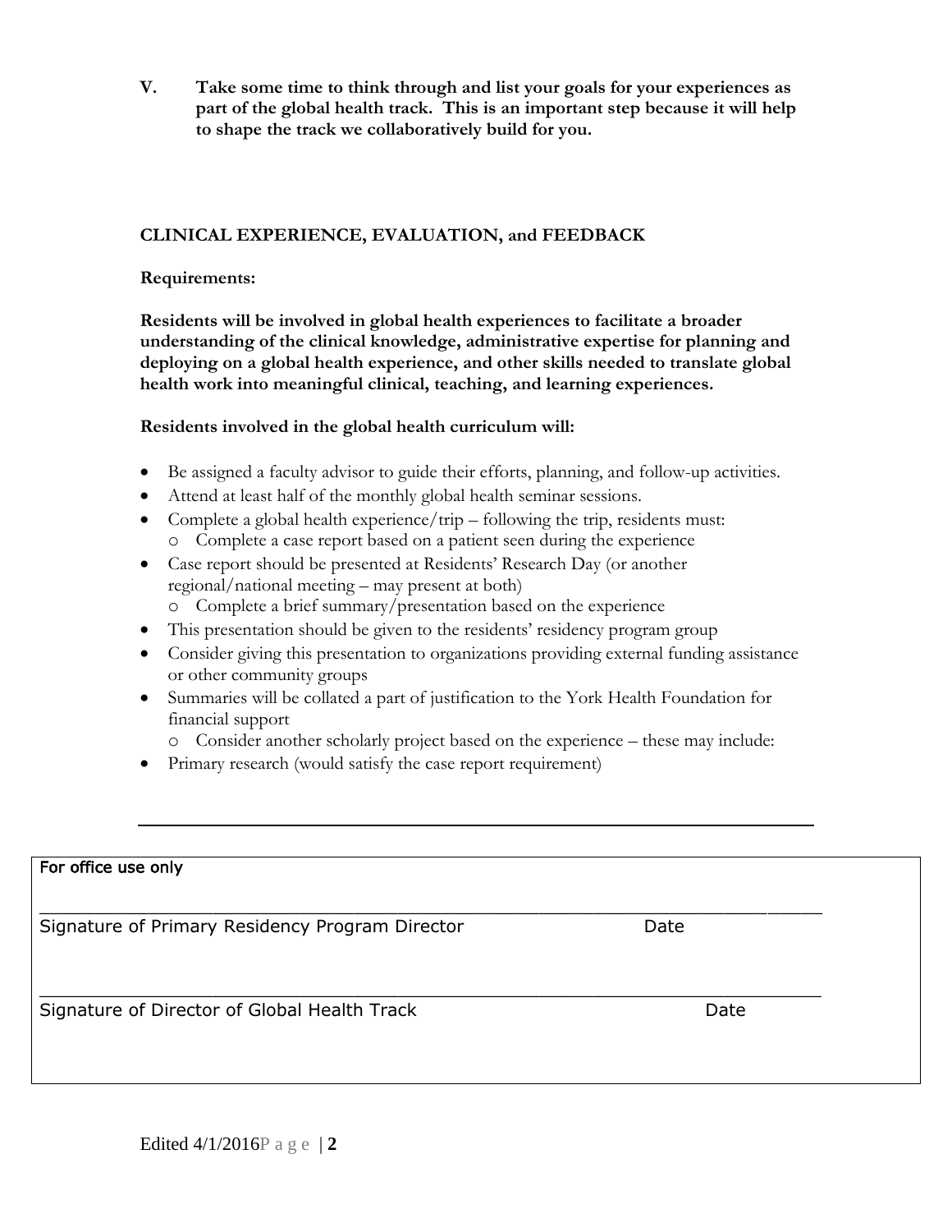**V. Take some time to think through and list your goals for your experiences as part of the global health track. This is an important step because it will help to shape the track we collaboratively build for you.**

**CLINICAL EXPERIENCE, EVALUATION, and FEEDBACK**

**Requirements:**

**Residents will be involved in global health experiences to facilitate a broader understanding of the clinical knowledge, administrative expertise for planning and deploying on a global health experience, and other skills needed to translate global health work into meaningful clinical, teaching, and learning experiences.**

**Residents involved in the global health curriculum will:**

- Be assigned a faculty advisor to guide their efforts, planning, and follow-up activities.
- Attend at least half of the monthly global health seminar sessions.
- Complete a global health experience/trip – following the trip, residents must:
  - Complete a case report based on a patient seen during the experience
- Case report should be presented at Residents' Research Day (or another regional/national meeting – may present at both)
  - Complete a brief summary/presentation based on the experience
- This presentation should be given to the residents' residency program group
- Consider giving this presentation to organizations providing external funding assistance or other community groups
- Summaries will be collated a part of justification to the York Health Foundation for financial support
  - Consider another scholarly project based on the experience – these may include:
- Primary research (would satisfy the case report requirement)

---

For office use only

\_\_\_\_\_\_\_\_\_\_\_\_\_\_\_\_\_\_\_\_\_\_\_\_\_\_\_\_\_\_\_\_\_\_\_\_\_\_\_\_\_\_\_\_\_\_\_\_\_\_\_\_\_\_\_\_\_\_\_\_\_\_\_\_\_\_\_\_

Signature of Primary Residency Program Director Date

\_\_\_\_\_\_\_\_\_\_\_\_\_\_\_\_\_\_\_\_\_\_\_\_\_\_\_\_\_\_\_\_\_\_\_\_\_\_\_\_\_\_\_\_\_\_\_\_\_\_\_\_\_\_\_\_\_\_\_\_\_\_\_\_\_\_\_\_

Signature of Director of Global Health Track Date

Edited 4/1/2016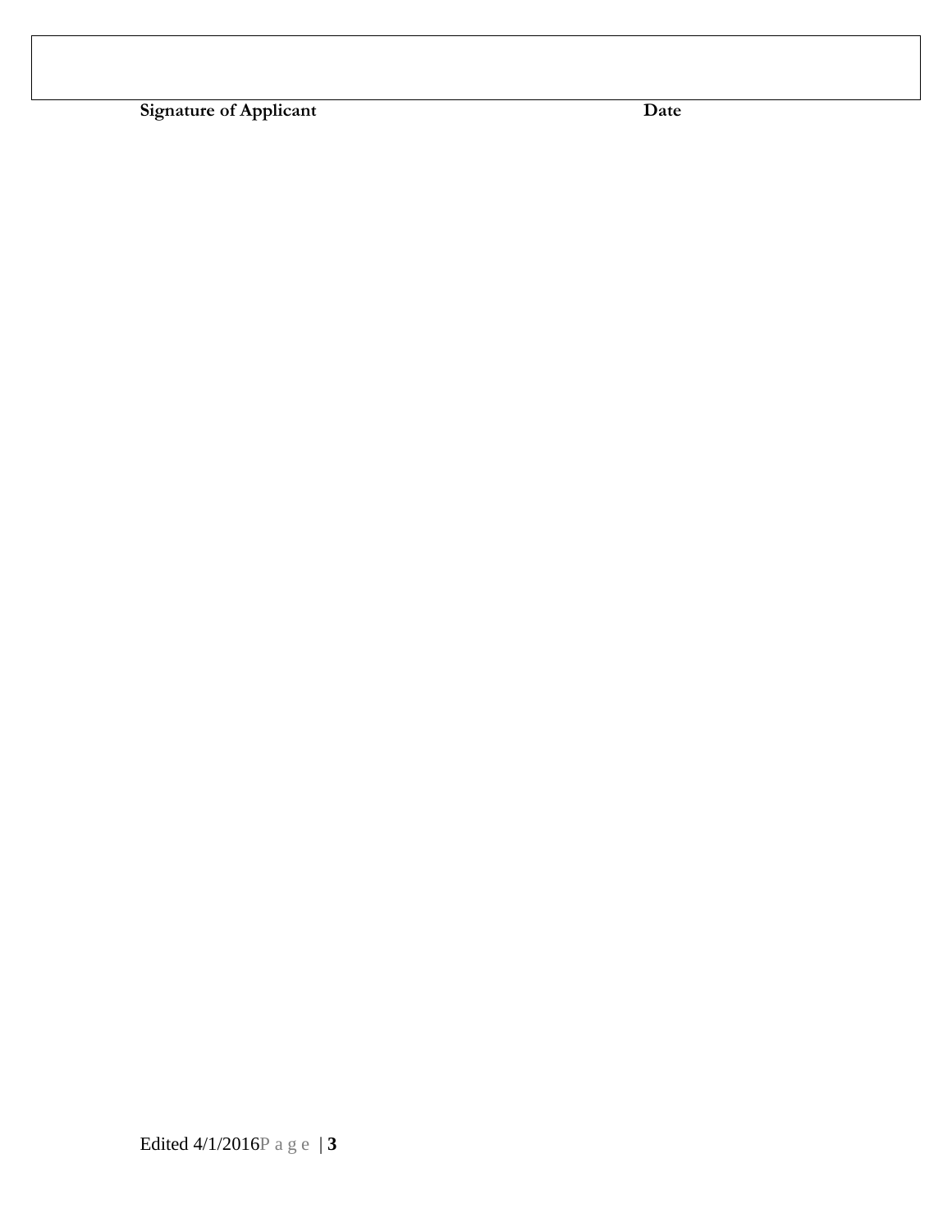**Signature of Applicant** **Date**